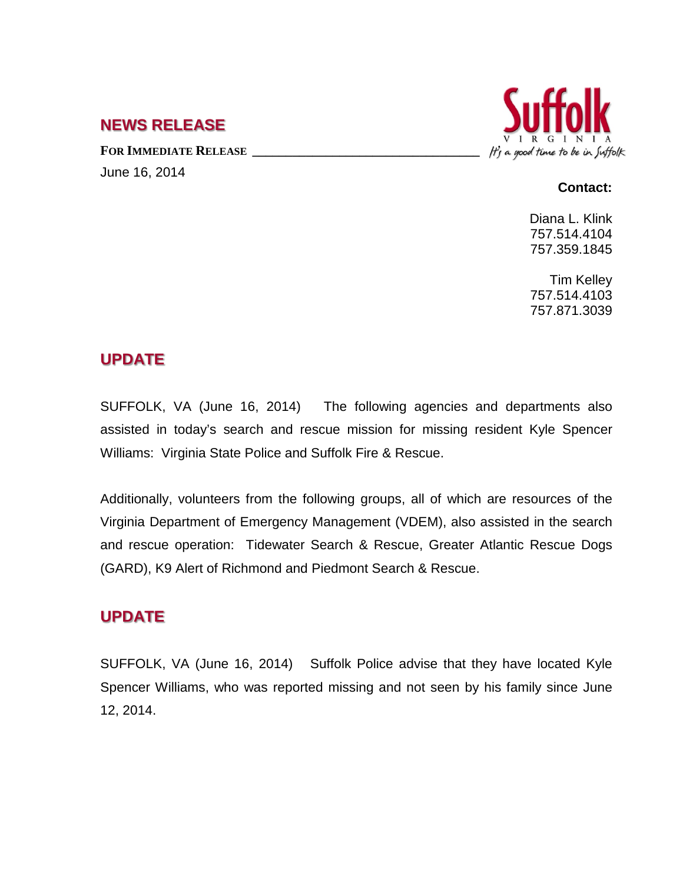## NEWS RELEASE

**FOR IMMEDIATE RELEASE**

June 16, 2014

Suffolk
VIRGINIA
*It's a good time to be in Suffolk*

**Contact:**

Diana L. Klink
757.514.4104
757.359.1845

Tim Kelley
757.514.4103
757.871.3039

## UPDATE

SUFFOLK, VA (June 16, 2014) The following agencies and departments also assisted in today's search and rescue mission for missing resident Kyle Spencer Williams: Virginia State Police and Suffolk Fire & Rescue.

Additionally, volunteers from the following groups, all of which are resources of the Virginia Department of Emergency Management (VDEM), also assisted in the search and rescue operation: Tidewater Search & Rescue, Greater Atlantic Rescue Dogs (GARD), K9 Alert of Richmond and Piedmont Search & Rescue.

## UPDATE

SUFFOLK, VA (June 16, 2014) Suffolk Police advise that they have located Kyle Spencer Williams, who was reported missing and not seen by his family since June 12, 2014.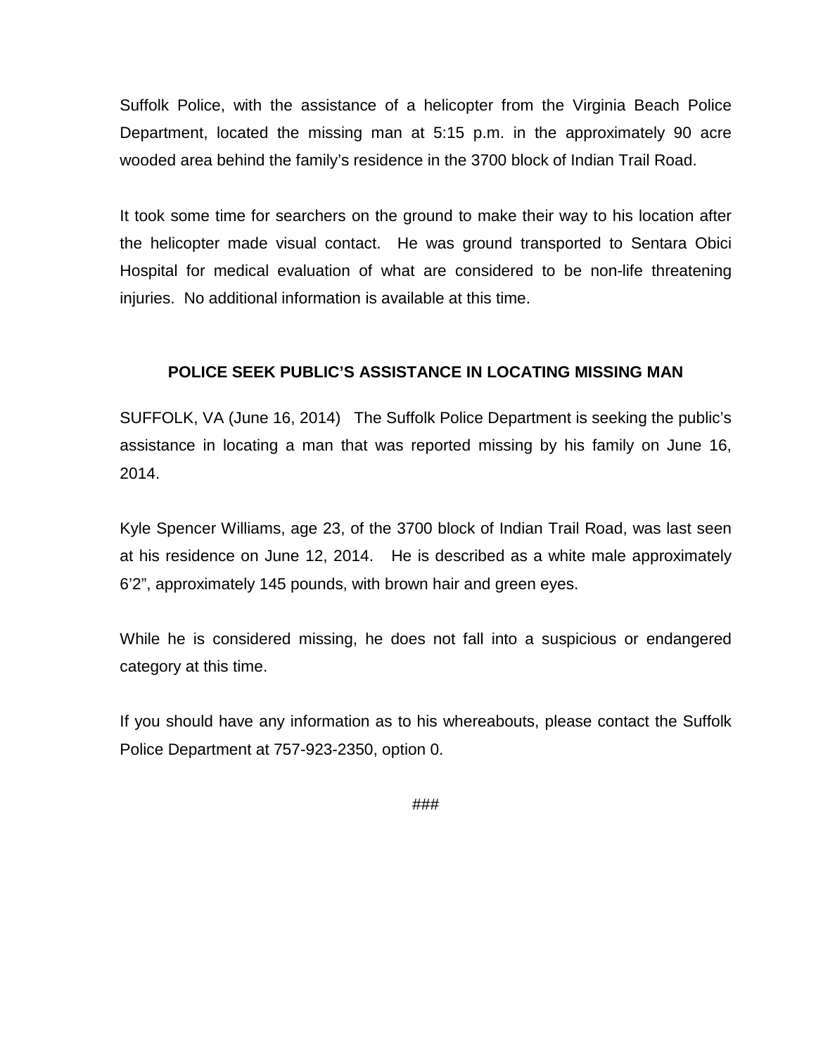Suffolk Police, with the assistance of a helicopter from the Virginia Beach Police Department, located the missing man at 5:15 p.m. in the approximately 90 acre wooded area behind the family's residence in the 3700 block of Indian Trail Road.

It took some time for searchers on the ground to make their way to his location after the helicopter made visual contact. He was ground transported to Sentara Obici Hospital for medical evaluation of what are considered to be non-life threatening injuries. No additional information is available at this time.

**POLICE SEEK PUBLIC'S ASSISTANCE IN LOCATING MISSING MAN**

SUFFOLK, VA (June 16, 2014) The Suffolk Police Department is seeking the public's assistance in locating a man that was reported missing by his family on June 16, 2014.

Kyle Spencer Williams, age 23, of the 3700 block of Indian Trail Road, was last seen at his residence on June 12, 2014. He is described as a white male approximately 6'2", approximately 145 pounds, with brown hair and green eyes.

While he is considered missing, he does not fall into a suspicious or endangered category at this time.

If you should have any information as to his whereabouts, please contact the Suffolk Police Department at 757-923-2350, option 0.

###